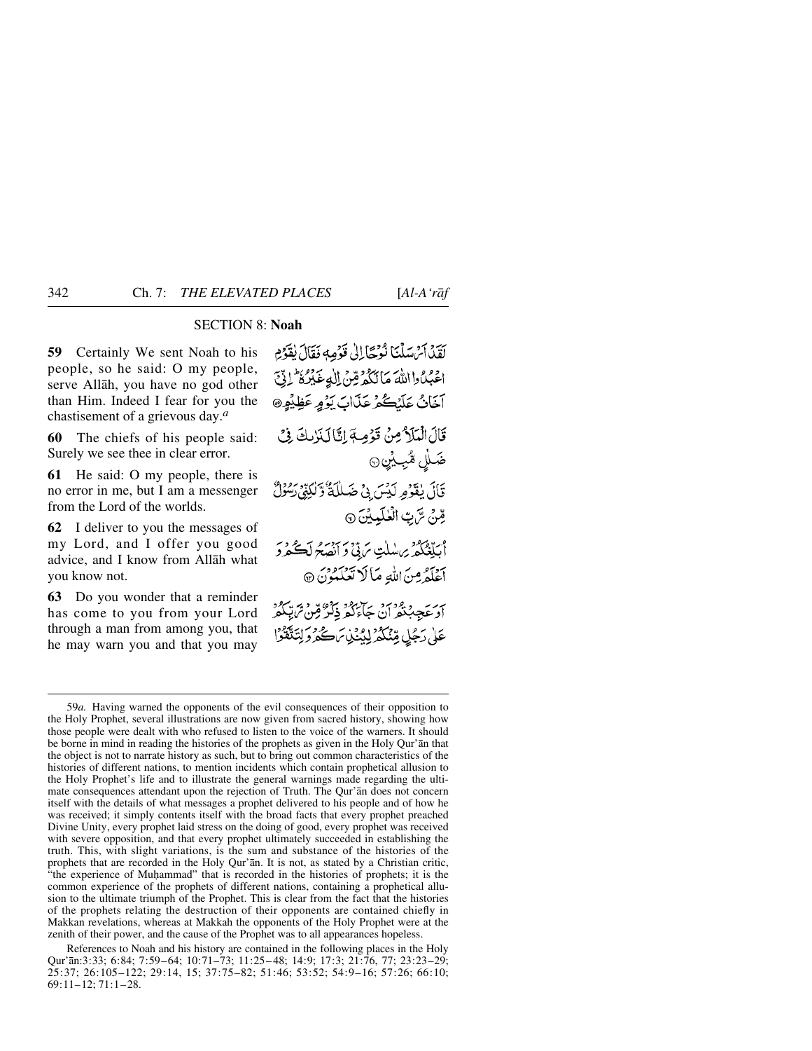## SECTION 8: Noah

**59** Certainly We sent Noah to his people, so he said: O my people, serve Allāh, you have no god other than Him. Indeed I fear for you the chastisement of a grievous day.[a]

لَقَدْ أَرْسَلْنَا نُوحًا إِلَىٰ قَوْمِهِ فَقَالَ يَٰقَوْمِ اعْبُدُوا اللَّهَ مَا لَكُم مِّنْ إِلَٰهٍ غَيْرُهُ إِنِّي أَخَافُ عَلَيْكُمْ عَذَابَ يَوْمٍ عَظِيمٍ ﴿٥٩﴾

**60** The chiefs of his people said: Surely we see thee in clear error.

قَالَ الْمَلَأُ مِن قَوْمِهِ إِنَّا لَنَرَاكَ فِي ضَلَالٍ مُّبِينٍ ﴿٦٠﴾

**61** He said: O my people, there is no error in me, but I am a messenger from the Lord of the worlds.

قَالَ يَٰقَوْمِ لَيْسَ بِي ضَلَالَةٌ وَلَٰكِنِّي رَسُولٌ مِّن رَّبِّ الْعَالَمِينَ ﴿٦١﴾

**62** I deliver to you the messages of my Lord, and I offer you good advice, and I know from Allāh what you know not.

أُبَلِّغُكُمْ رِسَالَاتِ رَبِّي وَأَنصَحُ لَكُمْ وَأَعْلَمُ مِنَ اللَّهِ مَا لَا تَعْلَمُونَ ﴿٦٢﴾

**63** Do you wonder that a reminder has come to you from your Lord through a man from among you, that he may warn you and that you may

أَوَعَجِبْتُمْ أَن جَاءَكُمْ ذِكْرٌ مِّن رَّبِّكُمْ عَلَىٰ رَجُلٍ مِّنكُمْ لِيُنذِرَكُمْ وَلِتَتَّقُوا

---

59*a.* Having warned the opponents of the evil consequences of their opposition to the Holy Prophet, several illustrations are now given from sacred history, showing how those people were dealt with who refused to listen to the voice of the warners. It should be borne in mind in reading the histories of the prophets as given in the Holy Qur'ān that the object is not to narrate history as such, but to bring out common characteristics of the histories of different nations, to mention incidents which contain prophetical allusion to the Holy Prophet's life and to illustrate the general warnings made regarding the ultimate consequences attendant upon the rejection of Truth. The Qur'ān does not concern itself with the details of what messages a prophet delivered to his people and of how he was received; it simply contents itself with the broad facts that every prophet preached Divine Unity, every prophet laid stress on the doing of good, every prophet was received with severe opposition, and that every prophet ultimately succeeded in establishing the truth. This, with slight variations, is the sum and substance of the histories of the prophets that are recorded in the Holy Qur'ān. It is not, as stated by a Christian critic, "the experience of Muḥammad" that is recorded in the histories of prophets; it is the common experience of the prophets of different nations, containing a prophetical allusion to the ultimate triumph of the Prophet. This is clear from the fact that the histories of the prophets relating the destruction of their opponents are contained chiefly in Makkan revelations, whereas at Makkah the opponents of the Holy Prophet were at the zenith of their power, and the cause of the Prophet was to all appearances hopeless.

References to Noah and his history are contained in the following places in the Holy Qur'ān:3:33; 6:84; 7:59–64; 10:71–73; 11:25–48; 14:9; 17:3; 21:76, 77; 23:23–29; 25:37; 26:105–122; 29:14, 15; 37:75–82; 51:46; 53:52; 54:9–16; 57:26; 66:10; 69:11–12; 71:1–28.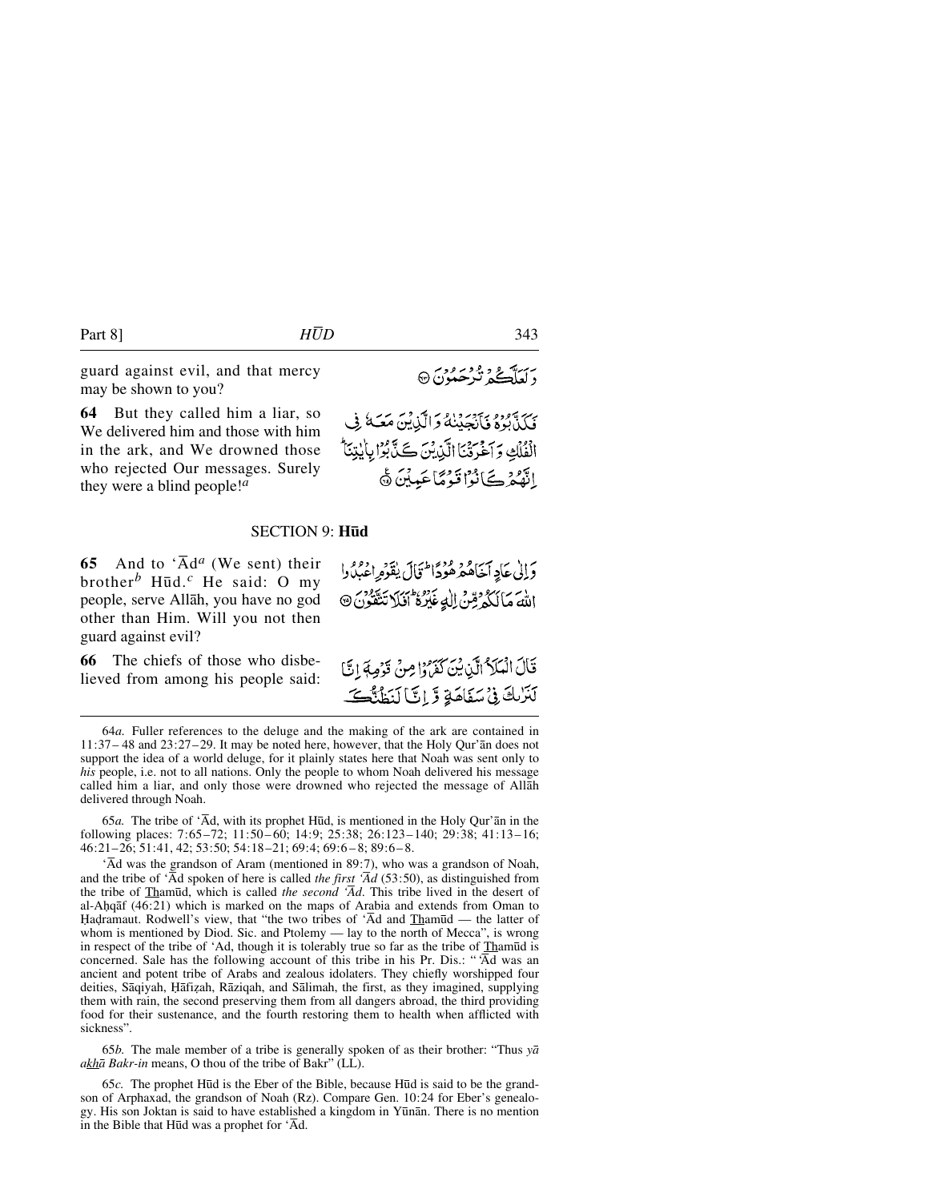guard against evil, and that mercy may be shown to you?

وَلَعَلَّكُمْ تُرْحَمُوْنَ ﴿٦٣﴾

**64** But they called him a liar, so We delivered him and those with him in the ark, and We drowned those who rejected Our messages. Surely they were a blind people![a]

فَكَذَّبُوْهُ فَاَنْجَيْنٰهُ وَالَّذِيْنَ مَعَهٗ فِى الْفُلْكِ وَاَغْرَقْنَا الَّذِيْنَ كَذَّبُوْا بِاٰيٰتِنَا ؕ اِنَّهُمْ كَانُوْا قَوْمًا عَمِيْنَ ﴿٦٤﴾

## SECTION 9: Hūd

**65** And to ‘Ād[a] (We sent) their brother[b] Hūd.[c] He said: O my people, serve Allāh, you have no god other than Him. Will you not then guard against evil?

وَاِلٰى عَادٍ اَخَاهُمْ هُوْدًا ؕ قَالَ يٰقَوْمِ اعْبُدُوا اللّٰهَ مَا لَكُمْ مِّنْ اِلٰهٍ غَيْرُهٗ ؕ اَفَلَا تَتَّقُوْنَ ﴿٦٥﴾

**66** The chiefs of those who disbelieved from among his people said:

قَالَ الْمَلَاُ الَّذِيْنَ كَفَرُوْا مِنْ قَوْمِهٖۤ اِنَّا لَنَرٰىكَ فِىْ سَفَاهَةٍ وَّاِنَّا لَنَظُنُّكَ

---

64*a.* Fuller references to the deluge and the making of the ark are contained in 11:37–48 and 23:27–29. It may be noted here, however, that the Holy Qur’ān does not support the idea of a world deluge, for it plainly states here that Noah was sent only to *his* people, i.e. not to all nations. Only the people to whom Noah delivered his message called him a liar, and only those were drowned who rejected the message of Allāh delivered through Noah.

65*a.* The tribe of ‘Ād, with its prophet Hūd, is mentioned in the Holy Qur’ān in the following places: 7:65–72; 11:50–60; 14:9; 25:38; 26:123–140; 29:38; 41:13–16; 46:21–26; 51:41, 42; 53:50; 54:18–21; 69:4; 69:6–8; 89:6–8.

‘Ād was the grandson of Aram (mentioned in 89:7), who was a grandson of Noah, and the tribe of ‘Ād spoken of here is called *the first ‘Ād* (53:50), as distinguished from the tribe of Thamūd, which is called *the second ‘Ād*. This tribe lived in the desert of al-Aḥqāf (46:21) which is marked on the maps of Arabia and extends from Oman to Ḥaḍramaut. Rodwell’s view, that “the two tribes of ‘Ād and Thamūd — the latter of whom is mentioned by Diod. Sic. and Ptolemy — lay to the north of Mecca”, is wrong in respect of the tribe of ‘Ad, though it is tolerably true so far as the tribe of Thamūd is concerned. Sale has the following account of this tribe in his Pr. Dis.: “‘Ād was an ancient and potent tribe of Arabs and zealous idolaters. They chiefly worshipped four deities, Sāqiyah, Ḥāfiẓah, Rāziqah, and Sālimah, the first, as they imagined, supplying them with rain, the second preserving them from all dangers abroad, the third providing food for their sustenance, and the fourth restoring them to health when afflicted with sickness”.

65*b.* The male member of a tribe is generally spoken of as their brother: “Thus *yā akhā Bakr-in* means, O thou of the tribe of Bakr” (LL).

65*c.* The prophet Hūd is the Eber of the Bible, because Hūd is said to be the grandson of Arphaxad, the grandson of Noah (Rz). Compare Gen. 10:24 for Eber’s genealogy. His son Joktan is said to have established a kingdom in Yūnān. There is no mention in the Bible that Hūd was a prophet for ‘Ād.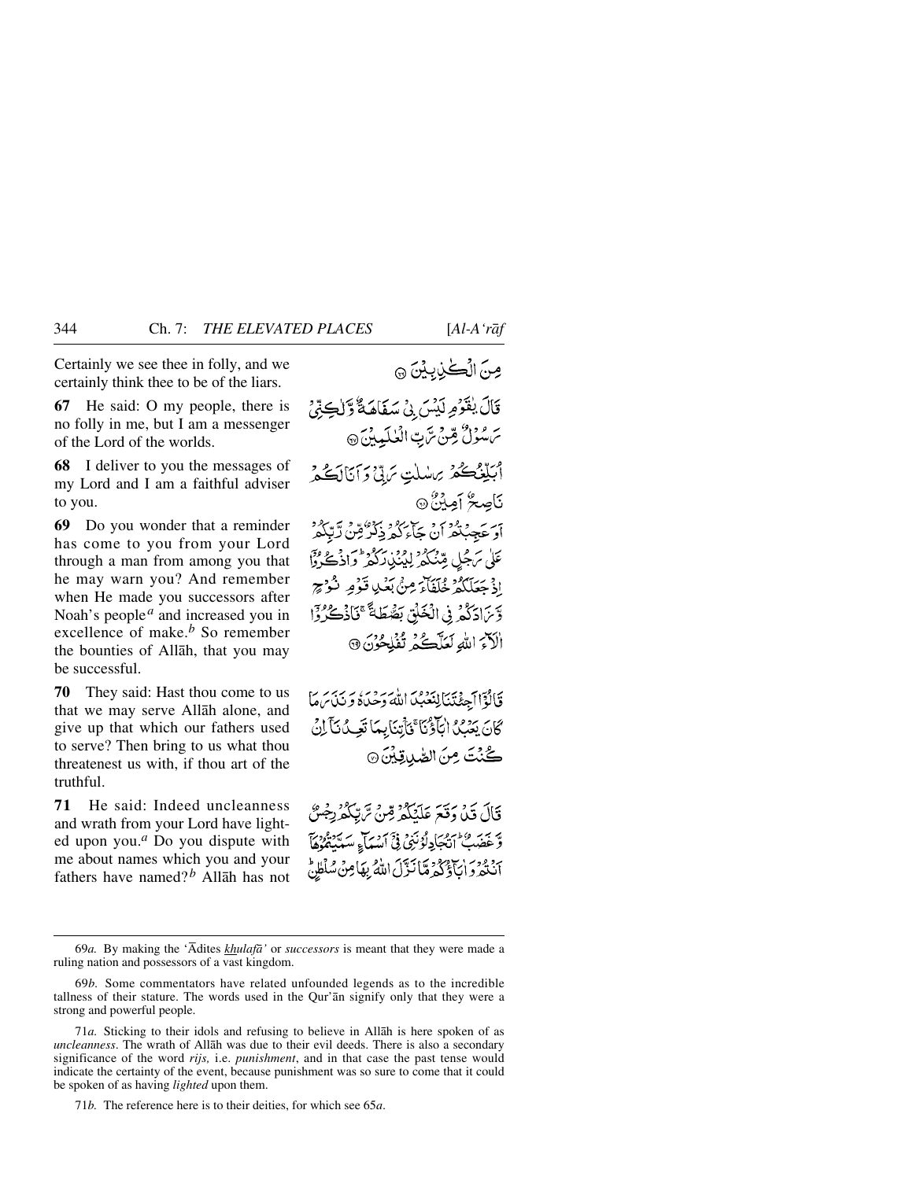Certainly we see thee in folly, and we certainly think thee to be of the liars.

مِنَ الْكٰذِبِيْنَ ﴿٦٦﴾

**67** He said: O my people, there is no folly in me, but I am a messenger of the Lord of the worlds.

قَالَ يٰقَوْمِ لَيْسَ بِيْ سَفَاهَةٌ وَّلٰكِنِّيْ رَسُوْلٌ مِّنْ رَّبِّ الْعٰلَمِيْنَ ﴿٦٧﴾

**68** I deliver to you the messages of my Lord and I am a faithful adviser to you.

أُبَلِّغُكُمْ رِسٰلٰتِ رَبِّيْ وَاَنَا لَكُمْ نَاصِحٌ اَمِيْنٌ ﴿٦٨﴾

**69** Do you wonder that a reminder has come to you from your Lord through a man from among you that he may warn you? And remember when He made you successors after Noah's people[a] and increased you in excellence of make.[b] So remember the bounties of Allāh, that you may be successful.

اَوَعَجِبْتُمْ اَنْ جَآءَكُمْ ذِكْرٌ مِّنْ رَّبِّكُمْ عَلٰى رَجُلٍ مِّنْكُمْ لِيُنْذِرَكُمْ ؕ وَاذْكُرُوْٓا اِذْ جَعَلَكُمْ خُلَفَآءَ مِنْۢ بَعْدِ قَوْمِ نُوْحٍ وَّزَادَكُمْ فِي الْخَلْقِ بَصْۜطَةً ۚ فَاذْكُرُوْٓا اٰلَآءَ اللّٰهِ لَعَلَّكُمْ تُفْلِحُوْنَ ﴿٦٩﴾

**70** They said: Hast thou come to us that we may serve Allāh alone, and give up that which our fathers used to serve? Then bring to us what thou threatenest us with, if thou art of the truthful.

قَالُوْٓا اَجِئْتَنَا لِنَعْبُدَ اللّٰهَ وَحْدَهٗ وَنَذَرَ مَا كَانَ يَعْبُدُ اٰبَآؤُنَا ۚ فَأْتِنَا بِمَا تَعِدُنَآ اِنْ كُنْتَ مِنَ الصّٰدِقِيْنَ ﴿٧٠﴾

**71** He said: Indeed uncleanness and wrath from your Lord have lighted upon you.[a] Do you dispute with me about names which you and your fathers have named?[b] Allāh has not

قَالَ قَدْ وَقَعَ عَلَيْكُمْ مِّنْ رَّبِّكُمْ رِجْسٌ وَّغَضَبٌ ؕ اَتُجَادِلُوْنَنِيْ فِيْٓ اَسْمَآءٍ سَمَّيْتُمُوْهَآ اَنْتُمْ وَاٰبَآؤُكُمْ مَّا نَزَّلَ اللّٰهُ بِهَا مِنْ سُلْطٰنٍ ؕ

---

69*a.* By making the 'Ādites *khulafā'* or *successors* is meant that they were made a ruling nation and possessors of a vast kingdom.

69*b.* Some commentators have related unfounded legends as to the incredible tallness of their stature. The words used in the Qur'ān signify only that they were a strong and powerful people.

71*a.* Sticking to their idols and refusing to believe in Allāh is here spoken of as *uncleanness*. The wrath of Allāh was due to their evil deeds. There is also a secondary significance of the word *rijs,* i.e. *punishment*, and in that case the past tense would indicate the certainty of the event, because punishment was so sure to come that it could be spoken of as having *lighted* upon them.

71*b.* The reference here is to their deities, for which see 65*a*.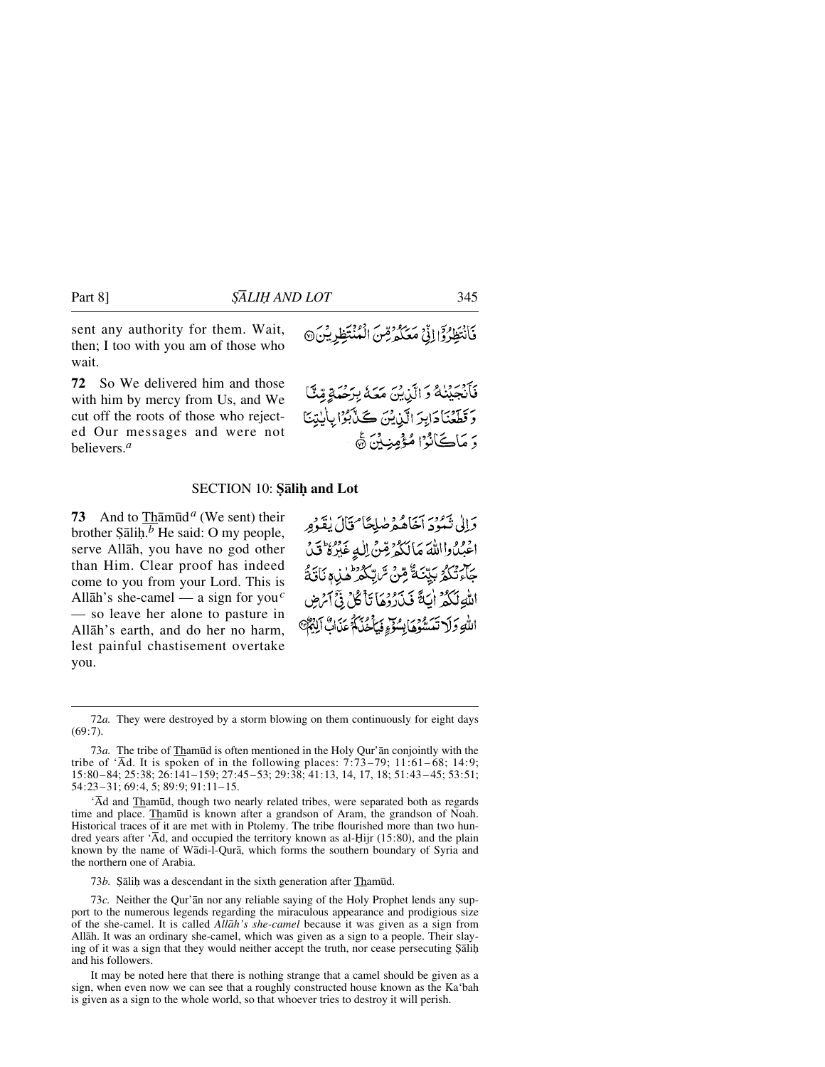sent any authority for them. Wait, then; I too with you am of those who wait.

فَانْتَظِرُوْٓا اِنِّيْ مَعَكُمْ مِّنَ الْمُنْتَظِرِيْنَ ۝

**72** So We delivered him and those with him by mercy from Us, and We cut off the roots of those who rejected Our messages and were not believers.[a]

فَاَنْجَيْنٰهُ وَ الَّذِيْنَ مَعَهٗ بِرَحْمَةٍ مِّنَّا وَقَطَعْنَا دَابِرَ الَّذِيْنَ كَذَّبُوْا بِاٰيٰتِنَا وَ مَا كَانُوْا مُؤْمِنِيْنَ ۝

## SECTION 10: Ṣāliḥ and Lot

**73** And to Thamūd[a] (We sent) their brother Ṣāliḥ.[b] He said: O my people, serve Allāh, you have no god other than Him. Clear proof has indeed come to you from your Lord. This is Allāh's she-camel — a sign for you[c] — so leave her alone to pasture in Allāh's earth, and do her no harm, lest painful chastisement overtake you.

وَاِلٰى ثَمُوْدَ اَخَاهُمْ صٰلِحًا ۘ قَالَ يٰقَوْمِ اعْبُدُوا اللّٰهَ مَا لَكُمْ مِّنْ اِلٰهٍ غَيْرُهٗ ؕ قَدْ جَآءَتْكُمْ بَيِّنَةٌ مِّنْ رَّبِّكُمْ ؕ هٰذِهٖ نَاقَةُ اللّٰهِ لَكُمْ اٰيَةً فَذَرُوْهَا تَاْكُلْ فِيْٓ اَرْضِ اللّٰهِ وَلَا تَمَسُّوْهَا بِسُوْٓءٍ فَيَاْخُذَكُمْ عَذَابٌ اَلِيْمٌ ۝

---

72*a.* They were destroyed by a storm blowing on them continuously for eight days (69:7).

73*a.* The tribe of Thamūd is often mentioned in the Holy Qur'ān conjointly with the tribe of 'Ād. It is spoken of in the following places: 7:73–79; 11:61–68; 14:9; 15:80–84; 25:38; 26:141–159; 27:45–53; 29:38; 41:13, 14, 17, 18; 51:43–45; 53:51; 54:23–31; 69:4, 5; 89:9; 91:11–15.

'Ād and Thamūd, though two nearly related tribes, were separated both as regards time and place. Thamūd is known after a grandson of Aram, the grandson of Noah. Historical traces of it are met with in Ptolemy. The tribe flourished more than two hundred years after 'Ād, and occupied the territory known as al-Ḥijr (15:80), and the plain known by the name of Wādi-l-Qurā, which forms the southern boundary of Syria and the northern one of Arabia.

73*b.* Ṣāliḥ was a descendant in the sixth generation after Thamūd.

73*c.* Neither the Qur'ān nor any reliable saying of the Holy Prophet lends any support to the numerous legends regarding the miraculous appearance and prodigious size of the she-camel. It is called *Allāh's she-camel* because it was given as a sign from Allāh. It was an ordinary she-camel, which was given as a sign to a people. Their slaying of it was a sign that they would neither accept the truth, nor cease persecuting Ṣāliḥ and his followers.

It may be noted here that there is nothing strange that a camel should be given as a sign, when even now we can see that a roughly constructed house known as the Ka'bah is given as a sign to the whole world, so that whoever tries to destroy it will perish.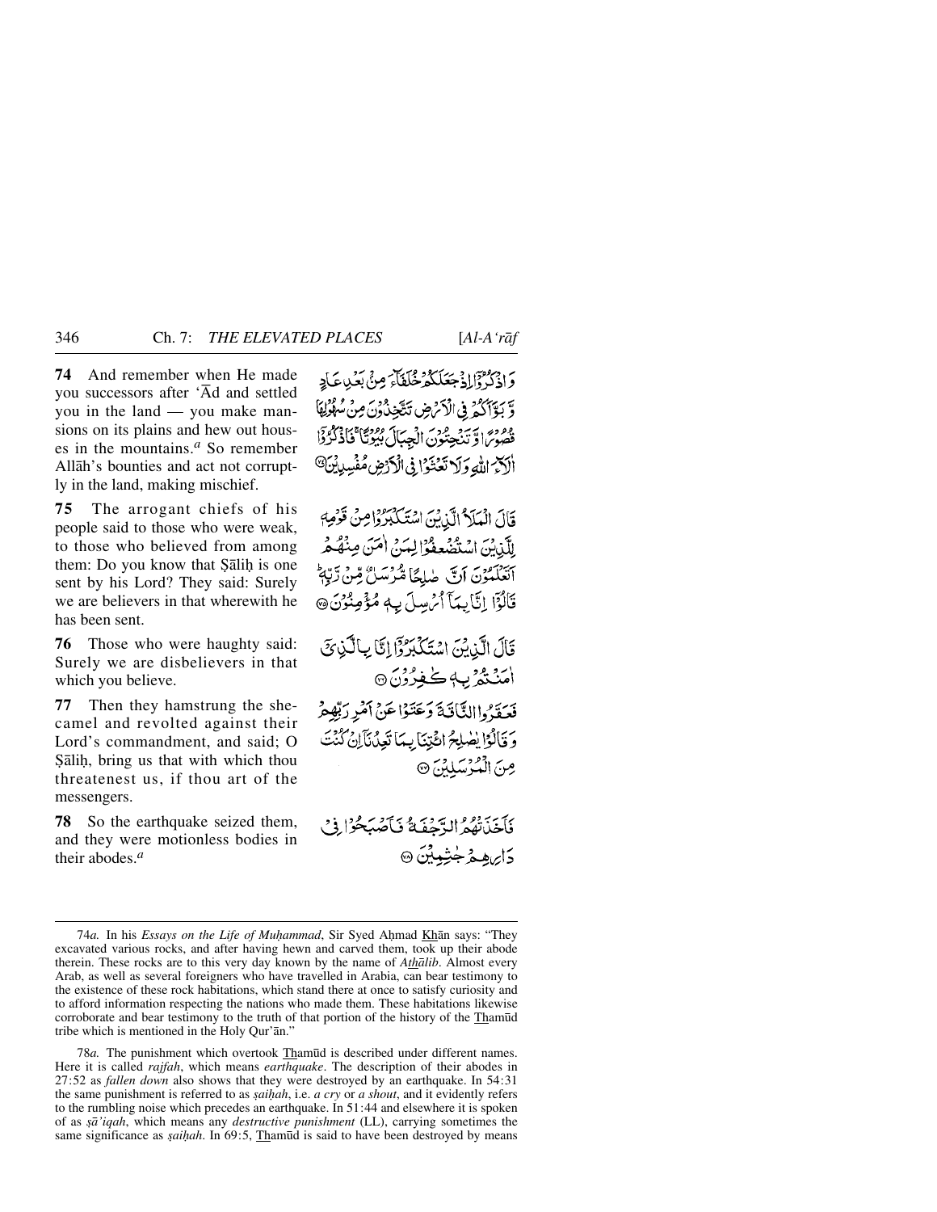**74** And remember when He made you successors after 'Ād and settled you in the land — you make mansions on its plains and hew out houses in the mountains.[a] So remember Allāh's bounties and act not corruptly in the land, making mischief.

وَ اذْكُرُوْٓا اِذْ جَعَلَكُمْ خُلَفَآءَ مِنْۢ بَعْدِ عَادٍ وَّ بَوَّاَكُمْ فِي الْاَرْضِ تَتَّخِذُوْنَ مِنْ سُهُوْلِهَا قُصُوْرًا وَّ تَنْحِتُوْنَ الْجِبَالَ بُيُوْتًا ۚ فَاذْكُرُوْٓا اٰلَآءَ اللّٰهِ وَ لَا تَعْثَوْا فِي الْاَرْضِ مُفْسِدِيْنَ ﴿۷۴﴾

**75** The arrogant chiefs of his people said to those who were weak, to those who believed from among them: Do you know that Ṣāliḥ is one sent by his Lord? They said: Surely we are believers in that wherewith he has been sent.

قَالَ الْمَلَاُ الَّذِيْنَ اسْتَكْبَرُوْا مِنْ قَوْمِهٖ لِلَّذِيْنَ اسْتُضْعِفُوْا لِمَنْ اٰمَنَ مِنْهُمْ اَتَعْلَمُوْنَ اَنَّ صٰلِحًا مُّرْسَلٌ مِّنْ رَّبِّهٖ ؕ قَالُوْٓا اِنَّا بِمَآ اُرْسِلَ بِهٖ مُؤْمِنُوْنَ ﴿۷۵﴾

**76** Those who were haughty said: Surely we are disbelievers in that which you believe.

قَالَ الَّذِيْنَ اسْتَكْبَرُوْٓا اِنَّا بِالَّذِيْٓ اٰمَنْتُمْ بِهٖ كٰفِرُوْنَ ﴿۷۶﴾

**77** Then they hamstrung the she-camel and revolted against their Lord's commandment, and said; O Ṣāliḥ, bring us that with which thou threatenest us, if thou art of the messengers.

فَعَقَرُوا النَّاقَةَ وَ عَتَوْا عَنْ اَمْرِ رَبِّهِمْ وَ قَالُوْا يٰصٰلِحُ ائْتِنَا بِمَا تَعِدُنَآ اِنْ كُنْتَ مِنَ الْمُرْسَلِيْنَ ﴿۷۷﴾

**78** So the earthquake seized them, and they were motionless bodies in their abodes.[a]

فَاَخَذَتْهُمُ الرَّجْفَةُ فَاَصْبَحُوْا فِيْ دَارِهِمْ جٰثِمِيْنَ ﴿۷۸﴾

---

74*a.* In his *Essays on the Life of Muḥammad*, Sir Syed Aḥmad Khān says: "They excavated various rocks, and after having hewn and carved them, took up their abode therein. These rocks are to this very day known by the name of *Athālib*. Almost every Arab, as well as several foreigners who have travelled in Arabia, can bear testimony to the existence of these rock habitations, which stand there at once to satisfy curiosity and to afford information respecting the nations who made them. These habitations likewise corroborate and bear testimony to the truth of that portion of the history of the Thamūd tribe which is mentioned in the Holy Qur'ān."

78*a.* The punishment which overtook Thamūd is described under different names. Here it is called *rajfah*, which means *earthquake*. The description of their abodes in 27:52 as *fallen down* also shows that they were destroyed by an earthquake. In 54:31 the same punishment is referred to as *ṣaiḥah*, i.e. *a cry* or *a shout*, and it evidently refers to the rumbling noise which precedes an earthquake. In 51:44 and elsewhere it is spoken of as *ṣā'iqah*, which means any *destructive punishment* (LL), carrying sometimes the same significance as *ṣaiḥah*. In 69:5, Thamūd is said to have been destroyed by means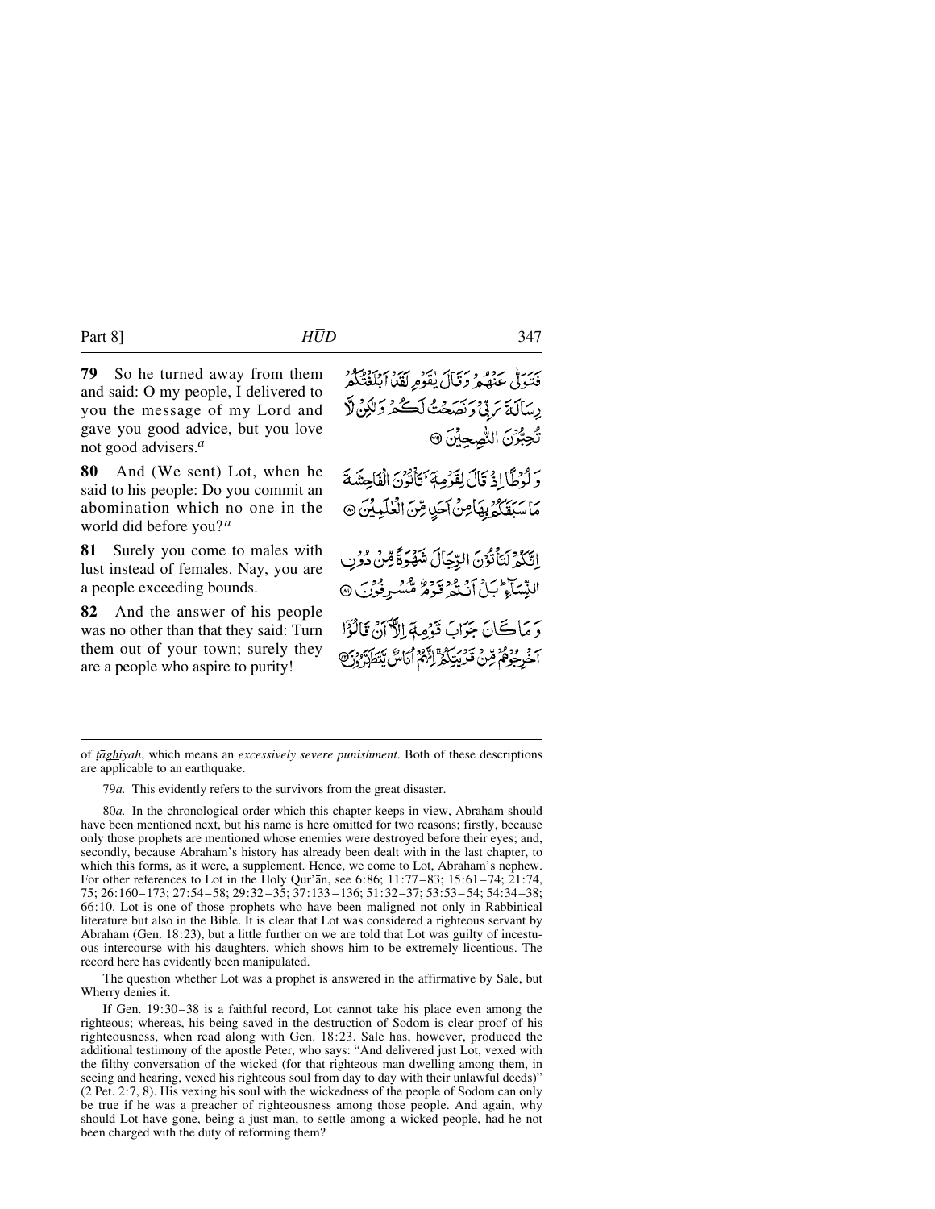**79** So he turned away from them and said: O my people, I delivered to you the message of my Lord and gave you good advice, but you love not good advisers.[a]

فَتَوَلّٰى عَنۡهُمۡ وَقَالَ يٰقَوۡمِ لَقَدۡ اَبۡلَغۡتُكُمۡ رِسَالَةَ رَبِّىۡ وَنَصَحۡتُ لَـكُمۡ وَلٰـكِنۡ لَّا تُحِبُّوۡنَ النّٰصِحِيۡنَ ۝

**80** And (We sent) Lot, when he said to his people: Do you commit an abomination which no one in the world did before you?[a]

وَلُوۡطًا اِذۡ قَالَ لِقَوۡمِهٖۤ اَتَاۡتُوۡنَ الۡفَاحِشَةَ مَا سَبَقَكُمۡ بِهَا مِنۡ اَحَدٍ مِّنَ الۡعٰلَمِيۡنَ ۝

**81** Surely you come to males with lust instead of females. Nay, you are a people exceeding bounds.

اِنَّكُمۡ لَتَاۡتُوۡنَ الرِّجَالَ شَهۡوَةً مِّنۡ دُوۡنِ النِّسَآءِ‌ ؕ بَلۡ اَنۡتُمۡ قَوۡمٌ مُّسۡرِفُوۡنَ ۝

**82** And the answer of his people was no other than that they said: Turn them out of your town; surely they are a people who aspire to purity!

وَمَا كَانَ جَوَابَ قَوۡمِهٖۤ اِلَّاۤ اَنۡ قَالُوۡۤا اَخۡرِجُوۡهُمۡ مِّنۡ قَرۡيَتِكُمۡ‌ ۚ اِنَّهُمۡ اُنَاسٌ يَّتَطَهَّرُوۡنَ ۝

---

of *ṭāghiyah*, which means an *excessively severe punishment*. Both of these descriptions are applicable to an earthquake.

79*a.* This evidently refers to the survivors from the great disaster.

80*a.* In the chronological order which this chapter keeps in view, Abraham should have been mentioned next, but his name is here omitted for two reasons; firstly, because only those prophets are mentioned whose enemies were destroyed before their eyes; and, secondly, because Abraham's history has already been dealt with in the last chapter, to which this forms, as it were, a supplement. Hence, we come to Lot, Abraham's nephew. For other references to Lot in the Holy Qur'ān, see 6:86; 11:77–83; 15:61–74; 21:74, 75; 26:160–173; 27:54–58; 29:32–35; 37:133–136; 51:32–37; 53:53–54; 54:34–38; 66:10. Lot is one of those prophets who have been maligned not only in Rabbinical literature but also in the Bible. It is clear that Lot was considered a righteous servant by Abraham (Gen. 18:23), but a little further on we are told that Lot was guilty of incestuous intercourse with his daughters, which shows him to be extremely licentious. The record here has evidently been manipulated.

The question whether Lot was a prophet is answered in the affirmative by Sale, but Wherry denies it.

If Gen. 19:30–38 is a faithful record, Lot cannot take his place even among the righteous; whereas, his being saved in the destruction of Sodom is clear proof of his righteousness, when read along with Gen. 18:23. Sale has, however, produced the additional testimony of the apostle Peter, who says: "And delivered just Lot, vexed with the filthy conversation of the wicked (for that righteous man dwelling among them, in seeing and hearing, vexed his righteous soul from day to day with their unlawful deeds)" (2 Pet. 2:7, 8). His vexing his soul with the wickedness of the people of Sodom can only be true if he was a preacher of righteousness among those people. And again, why should Lot have gone, being a just man, to settle among a wicked people, had he not been charged with the duty of reforming them?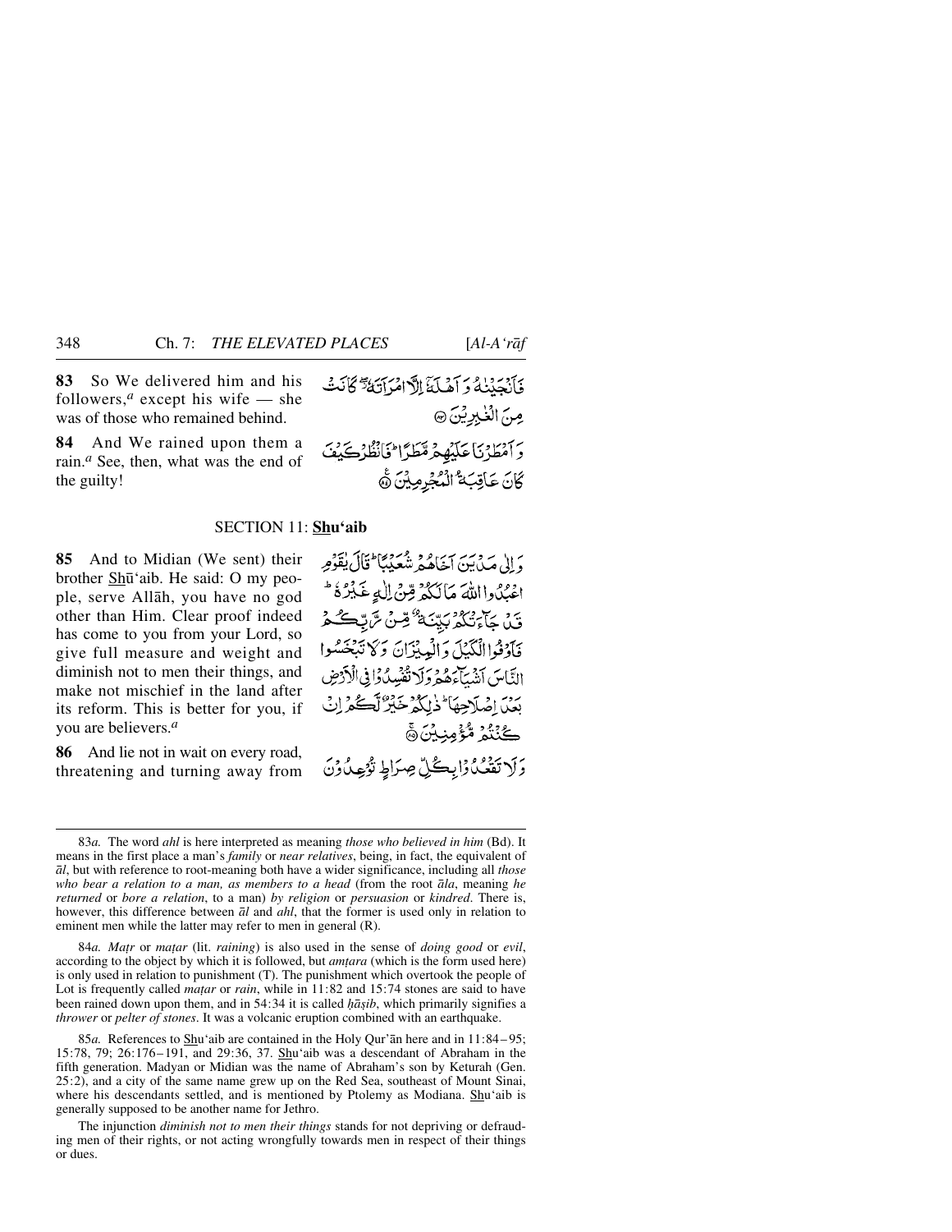**83** So We delivered him and his followers,[a] except his wife — she was of those who remained behind.

فَأَنْجَيْنٰهُ وَ أَهْلَهٗۤ إِلَّا امْرَأَتَهٗ ۖ كَانَتْ مِنَ الْغٰبِرِيْنَ ﴿۸۳﴾

**84** And We rained upon them a rain.[a] See, then, what was the end of the guilty!

وَ أَمْطَرْنَا عَلَيْهِمْ مَّطَرًا ؕ فَانْظُرْ كَيْفَ كَانَ عَاقِبَةُ الْمُجْرِمِيْنَ ﴿۸۴﴾

## SECTION 11: Shu'aib

**85** And to Midian (We sent) their brother Shū'aib. He said: O my people, serve Allāh, you have no god other than Him. Clear proof indeed has come to you from your Lord, so give full measure and weight and diminish not to men their things, and make not mischief in the land after its reform. This is better for you, if you are believers.[a]

وَ إِلٰى مَدْيَنَ أَخَاهُمْ شُعَيْبًا ؕ قَالَ يٰقَوْمِ اعْبُدُوا اللّٰهَ مَا لَكُمْ مِّنْ إِلٰهٍ غَيْرُهٗ ؕ قَدْ جَآءَتْكُمْ بَيِّنَةٌ مِّنْ رَّبِّكُمْ فَأَوْفُوا الْكَيْلَ وَ الْمِيْزَانَ وَ لَا تَبْخَسُوا النَّاسَ أَشْيَآءَهُمْ وَ لَا تُفْسِدُوْا فِي الْأَرْضِ بَعْدَ إِصْلَاحِهَا ؕ ذٰلِكُمْ خَيْرٌ لَّكُمْ إِنْ كُنْتُمْ مُّؤْمِنِيْنَ ﴿۸۵﴾

**86** And lie not in wait on every road, threatening and turning away from

وَ لَا تَقْعُدُوْا بِكُلِّ صِرَاطٍ تُوْعِدُوْنَ

---

83*a.* The word *ahl* is here interpreted as meaning *those who believed in him* (Bd). It means in the first place a man's *family* or *near relatives*, being, in fact, the equivalent of *āl*, but with reference to root-meaning both have a wider significance, including all *those who bear a relation to a man, as members to a head* (from the root *āla*, meaning *he returned* or *bore a relation*, to a man) *by religion* or *persuasion* or *kindred*. There is, however, this difference between *āl* and *ahl*, that the former is used only in relation to eminent men while the latter may refer to men in general (R).

84*a. Maṭr* or *maṭar* (lit. *raining*) is also used in the sense of *doing good* or *evil*, according to the object by which it is followed, but *amṭara* (which is the form used here) is only used in relation to punishment (T). The punishment which overtook the people of Lot is frequently called *maṭar* or *rain*, while in 11:82 and 15:74 stones are said to have been rained down upon them, and in 54:34 it is called *ḥāṣib*, which primarily signifies a *thrower* or *pelter of stones*. It was a volcanic eruption combined with an earthquake.

85*a.* References to Shu'aib are contained in the Holy Qur'ān here and in 11:84–95; 15:78, 79; 26:176–191, and 29:36, 37. Shu'aib was a descendant of Abraham in the fifth generation. Madyan or Midian was the name of Abraham's son by Keturah (Gen. 25:2), and a city of the same name grew up on the Red Sea, southeast of Mount Sinai, where his descendants settled, and is mentioned by Ptolemy as Modiana. Shu'aib is generally supposed to be another name for Jethro.

The injunction *diminish not to men their things* stands for not depriving or defrauding men of their rights, or not acting wrongfully towards men in respect of their things or dues.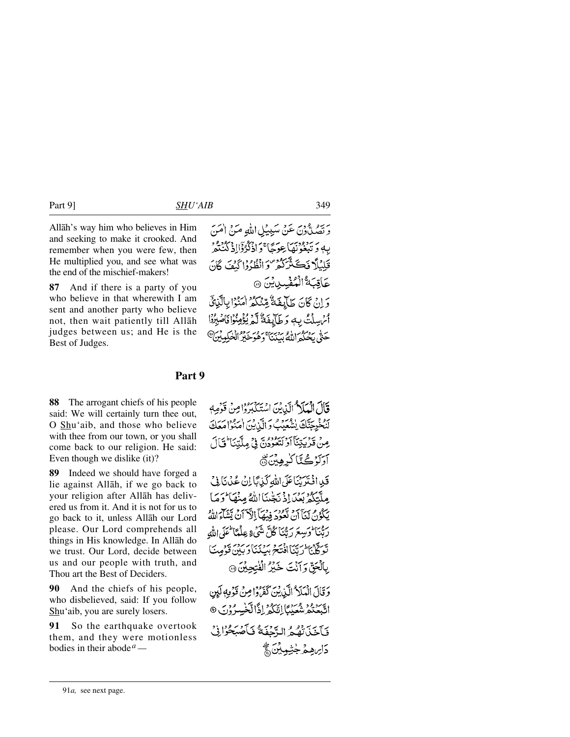Allāh's way him who believes in Him and seeking to make it crooked. And remember when you were few, then He multiplied you, and see what was the end of the mischief-makers!

وَ تَصُدُّوْنَ عَنْ سَبِيْلِ اللّٰهِ مَنْ اٰمَنَ بِهٖ وَ تَبْغُوْنَهَا عِوَجًا ۚ وَ اذْكُرُوْۤا اِذْ كُنْتُمْ قَلِيْلًا فَكَثَّرَكُمْ ۪ وَ انْظُرُوْا كَيْفَ كَانَ عَاقِبَةُ الْمُفْسِدِيْنَ ۝

**87** And if there is a party of you who believe in that wherewith I am sent and another party who believe not, then wait patiently till Allāh judges between us; and He is the Best of Judges.

وَ اِنْ كَانَ طَآئِفَةٌ مِّنْكُمْ اٰمَنُوْا بِالَّذِیْۤ اُرْسِلْتُ بِهٖ وَ طَآئِفَةٌ لَّمْ یُؤْمِنُوْا فَاصْبِرُوْا حَتّٰى یَحْكُمَ اللّٰهُ بَیْنَنَا ۚ وَ هُوَ خَیْرُ الْحٰكِمِیْنَ ۝

## Part 9

**88** The arrogant chiefs of his people said: We will certainly turn thee out, O Shu'aib, and those who believe with thee from our town, or you shall come back to our religion. He said: Even though we dislike (it)?

قَالَ الْمَلَاُ الَّذِیْنَ اسْتَكْبَرُوْا مِنْ قَوْمِهٖ لَنُخْرِجَنَّكَ یٰشُعَیْبُ وَ الَّذِیْنَ اٰمَنُوْا مَعَكَ مِنْ قَرْیَتِنَاۤ اَوْ لَتَعُوْدُنَّ فِیْ مِلَّتِنَا ؕ قَالَ اَوَ لَوْ كُنَّا كٰرِهِیْنَ ۝

**89** Indeed we should have forged a lie against Allāh, if we go back to your religion after Allāh has delivered us from it. And it is not for us to go back to it, unless Allāh our Lord please. Our Lord comprehends all things in His knowledge. In Allāh do we trust. Our Lord, decide between us and our people with truth, and Thou art the Best of Deciders.

قَدِ افْتَرَیْنَا عَلَى اللّٰهِ كَذِبًا اِنْ عُدْنَا فِیْ مِلَّتِكُمْ بَعْدَ اِذْ نَجّٰىنَا اللّٰهُ مِنْهَا ؕ وَ مَا یَكُوْنُ لَنَاۤ اَنْ نَّعُوْدَ فِیْهَاۤ اِلَّاۤ اَنْ یَّشَآءَ اللّٰهُ رَبُّنَا ؕ وَسِعَ رَبُّنَا كُلَّ شَیْءٍ عِلْمًا ؕ عَلَى اللّٰهِ تَوَكَّلْنَا ؕ رَبَّنَا افْتَحْ بَیْنَنَا وَ بَیْنَ قَوْمِنَا بِالْحَقِّ وَ اَنْتَ خَیْرُ الْفٰتِحِیْنَ ۝

**90** And the chiefs of his people, who disbelieved, said: If you follow Shu'aib, you are surely losers.

وَ قَالَ الْمَلَاُ الَّذِیْنَ كَفَرُوْا مِنْ قَوْمِهٖ لَئِنِ اتَّبَعْتُمْ شُعَیْبًا اِنَّكُمْ اِذًا لَّخٰسِرُوْنَ ۝

**91** So the earthquake overtook them, and they were motionless bodies in their abode[a] —

فَاَخَذَتْهُمُ الرَّجْفَةُ فَاَصْبَحُوْا فِیْ دَارِهِمْ جٰثِمِیْنَ ۝

---

91*a*, see next page.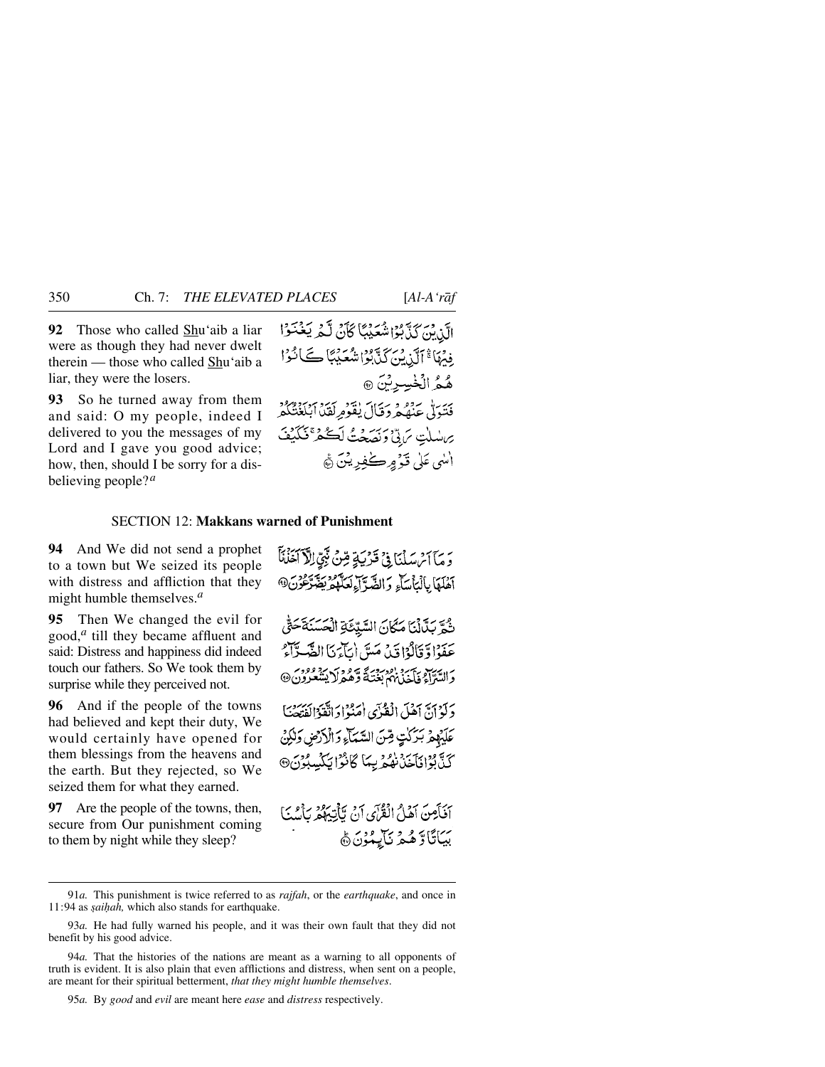**92** Those who called Shu'aib a liar were as though they had never dwelt therein — those who called Shu'aib a liar, they were the losers.

الَّذِيْنَ كَذَّبُوْا شُعَيْبًا كَاَنْ لَّمْ يَغْنَوْا فِيْهَا ۚ اَلَّذِيْنَ كَذَّبُوْا شُعَيْبًا كَانُوْا هُمُ الْخٰسِرِيْنَ ﴿۹۲﴾

**93** So he turned away from them and said: O my people, indeed I delivered to you the messages of my Lord and I gave you good advice; how, then, should I be sorry for a disbelieving people?[a]

فَتَوَلّٰى عَنْهُمْ وَقَالَ يٰقَوْمِ لَقَدْ اَبْلَغْتُكُمْ رِسٰلٰتِ رَبِّيْ وَنَصَحْتُ لَكُمْ ۚ فَكَيْفَ اٰسٰى عَلٰى قَوْمٍ كٰفِرِيْنَ ﴿۹۳﴾

## SECTION 12: Makkans warned of Punishment

**94** And We did not send a prophet to a town but We seized its people with distress and affliction that they might humble themselves.[a]

وَمَاۤ اَرْسَلْنَا فِيْ قَرْيَةٍ مِّنْ نَّبِيٍّ اِلَّاۤ اَخَذْنَاۤ اَهْلَهَا بِالْبَاْسَآءِ وَالضَّرَّآءِ لَعَلَّهُمْ يَضَّرَّعُوْنَ ﴿۹۴﴾

**95** Then We changed the evil for good,[a] till they became affluent and said: Distress and happiness did indeed touch our fathers. So We took them by surprise while they perceived not.

ثُمَّ بَدَّلْنَا مَكَانَ السَّيِّئَةِ الْحَسَنَةَ حَتّٰى عَفَوْا وَّقَالُوْا قَدْ مَسَّ اٰبَآءَنَا الضَّرَّآءُ وَالسَّرَّآءُ فَاَخَذْنٰهُمْ بَغْتَةً وَّهُمْ لَا يَشْعُرُوْنَ ﴿۹۵﴾

**96** And if the people of the towns had believed and kept their duty, We would certainly have opened for them blessings from the heavens and the earth. But they rejected, so We seized them for what they earned.

وَلَوْ اَنَّ اَهْلَ الْقُرٰۤى اٰمَنُوْا وَاتَّقَوْا لَفَتَحْنَا عَلَيْهِمْ بَرَكٰتٍ مِّنَ السَّمَآءِ وَالْاَرْضِ وَلٰكِنْ كَذَّبُوْا فَاَخَذْنٰهُمْ بِمَا كَانُوْا يَكْسِبُوْنَ ﴿۹۶﴾

**97** Are the people of the towns, then, secure from Our punishment coming to them by night while they sleep?

اَفَاَمِنَ اَهْلُ الْقُرٰۤى اَنْ يَّاْتِيَهُمْ بَاْسُنَا بَيَاتًا وَّهُمْ نَآئِمُوْنَ ﴿۹۷﴾

---

91*a.* This punishment is twice referred to as *rajfah*, or the *earthquake*, and once in 11:94 as *ṣaiḥah,* which also stands for earthquake.

93*a.* He had fully warned his people, and it was their own fault that they did not benefit by his good advice.

94*a.* That the histories of the nations are meant as a warning to all opponents of truth is evident. It is also plain that even afflictions and distress, when sent on a people, are meant for their spiritual betterment, *that they might humble themselves*.

95*a.* By *good* and *evil* are meant here *ease* and *distress* respectively.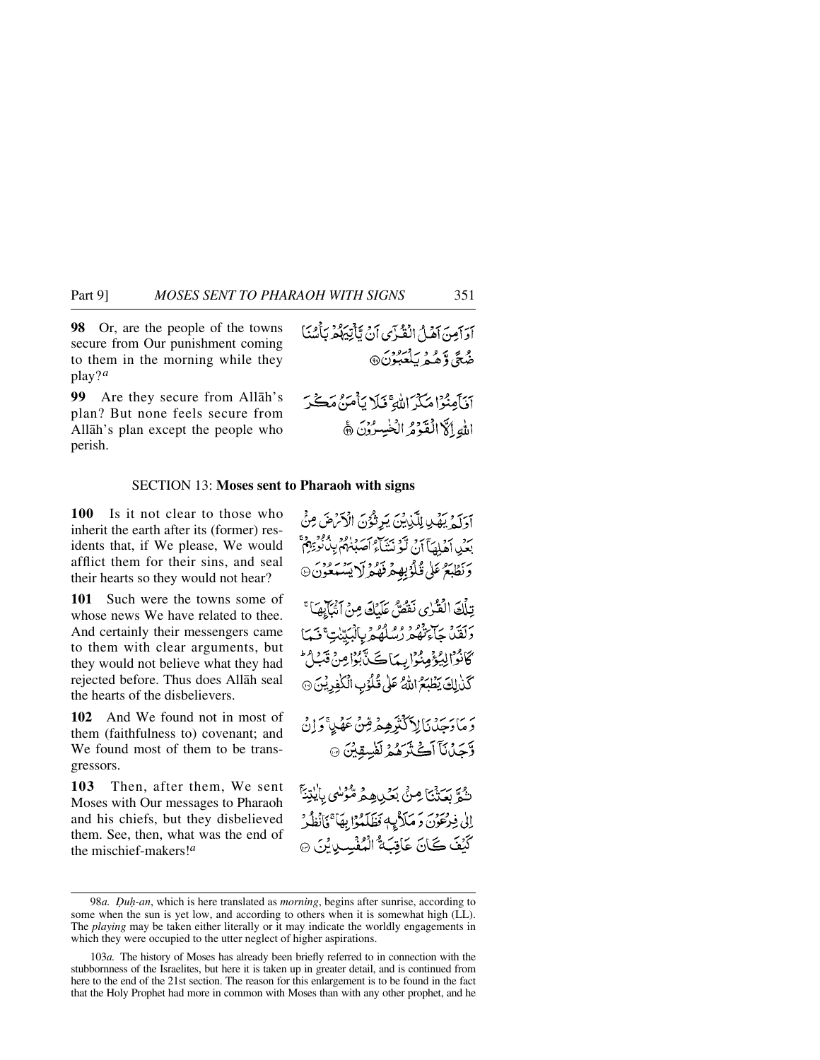**98** Or, are the people of the towns secure from Our punishment coming to them in the morning while they play?[a]

اَوَ اَمِنَ اَهۡلُ الۡقُرٰۤى اَنۡ يَّاۡتِيَهُمۡ بَاۡسُنَا ضُحًى وَّهُمۡ يَلۡعَبُوۡنَ ﴿۹۸﴾

**99** Are they secure from Allāh's plan? But none feels secure from Allāh's plan except the people who perish.

اَفَاَمِنُوۡا مَكۡرَ اللّٰهِ‌ ۚ فَلَا يَاۡمَنُ مَكۡرَ اللّٰهِ اِلَّا الۡقَوۡمُ الۡخٰسِرُوۡنَ ﴿۹۹﴾

## SECTION 13: Moses sent to Pharaoh with signs

**100** Is it not clear to those who inherit the earth after its (former) residents that, if We please, We would afflict them for their sins, and seal their hearts so they would not hear?

اَوَلَمۡ يَهۡدِ لِلَّذِيۡنَ يَرِثُوۡنَ الۡاَرۡضَ مِنۡۢ بَعۡدِ اَهۡلِهَاۤ اَنۡ لَّوۡ نَشَآءُ اَصَبۡنٰهُمۡ بِذُنُوۡبِهِمۡ‌ ۚ وَنَطۡبَعُ عَلٰى قُلُوۡبِهِمۡ فَهُمۡ لَا يَسۡمَعُوۡنَ ﴿۱۰۰﴾

**101** Such were the towns some of whose news We have related to thee. And certainly their messengers came to them with clear arguments, but they would not believe what they had rejected before. Thus does Allāh seal the hearts of the disbelievers.

تِلۡكَ الۡقُرٰى نَقُصُّ عَلَيۡكَ مِنۡ اَنۡۢبَآئِهَا‌ ۚ وَلَقَدۡ جَآءَتۡهُمۡ رُسُلُهُمۡ بِالۡبَيِّنٰتِ‌ ۚ فَمَا كَانُوۡا لِيُؤۡمِنُوۡا بِمَا كَذَّبُوۡا مِنۡ قَبۡلُ‌ ؕ كَذٰلِكَ يَطۡبَعُ اللّٰهُ عَلٰى قُلُوۡبِ الۡكٰفِرِيۡنَ ﴿۱۰۱﴾

**102** And We found not in most of them (faithfulness to) covenant; and We found most of them to be transgressors.

وَمَا وَجَدۡنَا لِاَكۡثَرِهِمۡ مِّنۡ عَهۡدٍ‌ ۚ وَاِنۡ وَّجَدۡنَاۤ اَكۡثَرَهُمۡ لَفٰسِقِيۡنَ ﴿۱۰۲﴾

**103** Then, after them, We sent Moses with Our messages to Pharaoh and his chiefs, but they disbelieved them. See, then, what was the end of the mischief-makers![a]

ثُمَّ بَعَثۡنَا مِنۡۢ بَعۡدِهِمۡ مُّوۡسٰى بِاٰيٰتِنَاۤ اِلٰى فِرۡعَوۡنَ وَمَلَا۟ئِهٖ فَظَلَمُوۡا بِهَا‌ ۚ فَانۡظُرۡ كَيۡفَ كَانَ عَاقِبَةُ الۡمُفۡسِدِيۡنَ ﴿۱۰۳﴾

---

98*a*. *Ḍuḥ-an*, which is here translated as *morning*, begins after sunrise, according to some when the sun is yet low, and according to others when it is somewhat high (LL). The *playing* may be taken either literally or it may indicate the worldly engagements in which they were occupied to the utter neglect of higher aspirations.

103*a*. The history of Moses has already been briefly referred to in connection with the stubbornness of the Israelites, but here it is taken up in greater detail, and is continued from here to the end of the 21st section. The reason for this enlargement is to be found in the fact that the Holy Prophet had more in common with Moses than with any other prophet, and he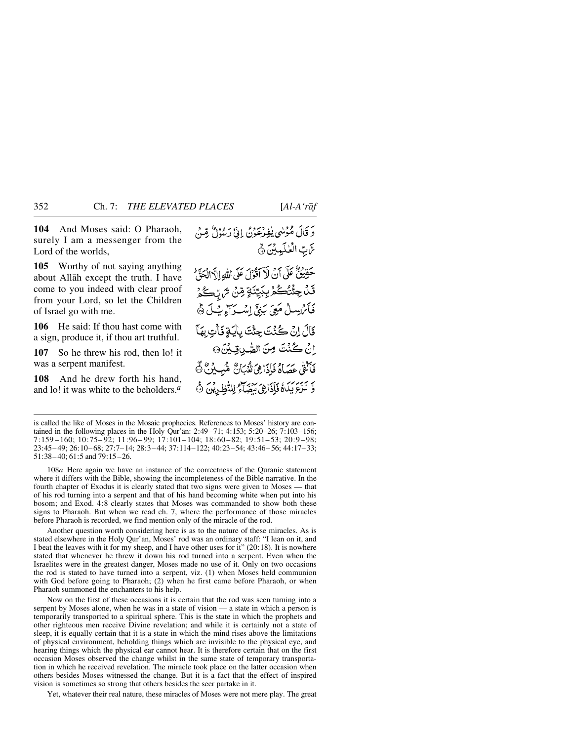**104** And Moses said: O Pharaoh, surely I am a messenger from the Lord of the worlds,

وَ قَالَ مُوْسٰى يٰفِرْعَوْنُ اِنِّيْ رَسُوْلٌ مِّنْ رَّبِّ الْعٰلَمِيْنَ ۙ

**105** Worthy of not saying anything about Allāh except the truth. I have come to you indeed with clear proof from your Lord, so let the Children of Israel go with me.

حَقِيْقٌ عَلٰٓى اَنْ لَّآ اَقُوْلَ عَلَى اللّٰهِ اِلَّا الْحَقَّ ؕ قَدْ جِئْتُكُمْ بِبَيِّنَةٍ مِّنْ رَّبِّكُمْ فَاَرْسِلْ مَعِيَ بَنِيْٓ اِسْرَآءِيْلَ ؕ

**106** He said: If thou hast come with a sign, produce it, if thou art truthful.

قَالَ اِنْ كُنْتَ جِئْتَ بِاٰيَةٍ فَاْتِ بِهَآ اِنْ كُنْتَ مِنَ الصّٰدِقِيْنَ

**107** So he threw his rod, then lo! it was a serpent manifest.

فَاَلْقٰى عَصَاهُ فَاِذَا هِيَ ثُعْبَانٌ مُّبِيْنٌ ۚۖ

**108** And he drew forth his hand, and lo! it was white to the beholders.[a]

وَّ نَزَعَ يَدَهٗ فَاِذَا هِيَ بَيْضَآءُ لِلنّٰظِرِيْنَ ۠

---

is called the like of Moses in the Mosaic prophecies. References to Moses' history are contained in the following places in the Holy Qur'ān: 2:49–71; 4:153; 5:20–26; 7:103–156; 7:159–160; 10:75–92; 11:96–99; 17:101–104; 18:60–82; 19:51–53; 20:9–98; 23:45–49; 26:10–68; 27:7–14; 28:3–44; 37:114–122; 40:23–54; 43:46–56; 44:17–33; 51:38–40; 61:5 and 79:15–26.

108*a* Here again we have an instance of the correctness of the Quranic statement where it differs with the Bible, showing the incompleteness of the Bible narrative. In the fourth chapter of Exodus it is clearly stated that two signs were given to Moses — that of his rod turning into a serpent and that of his hand becoming white when put into his bosom; and Exod. 4:8 clearly states that Moses was commanded to show both these signs to Pharaoh. But when we read ch. 7, where the performance of those miracles before Pharaoh is recorded, we find mention only of the miracle of the rod.

Another question worth considering here is as to the nature of these miracles. As is stated elsewhere in the Holy Qur'an, Moses' rod was an ordinary staff: "I lean on it, and I beat the leaves with it for my sheep, and I have other uses for it" (20:18). It is nowhere stated that whenever he threw it down his rod turned into a serpent. Even when the Israelites were in the greatest danger, Moses made no use of it. Only on two occasions the rod is stated to have turned into a serpent, viz. (1) when Moses held communion with God before going to Pharaoh; (2) when he first came before Pharaoh, or when Pharaoh summoned the enchanters to his help.

Now on the first of these occasions it is certain that the rod was seen turning into a serpent by Moses alone, when he was in a state of vision — a state in which a person is temporarily transported to a spiritual sphere. This is the state in which the prophets and other righteous men receive Divine revelation; and while it is certainly not a state of sleep, it is equally certain that it is a state in which the mind rises above the limitations of physical environment, beholding things which are invisible to the physical eye, and hearing things which the physical ear cannot hear. It is therefore certain that on the first occasion Moses observed the change whilst in the same state of temporary transportation in which he received revelation. The miracle took place on the latter occasion when others besides Moses witnessed the change. But it is a fact that the effect of inspired vision is sometimes so strong that others besides the seer partake in it.

Yet, whatever their real nature, these miracles of Moses were not mere play. The great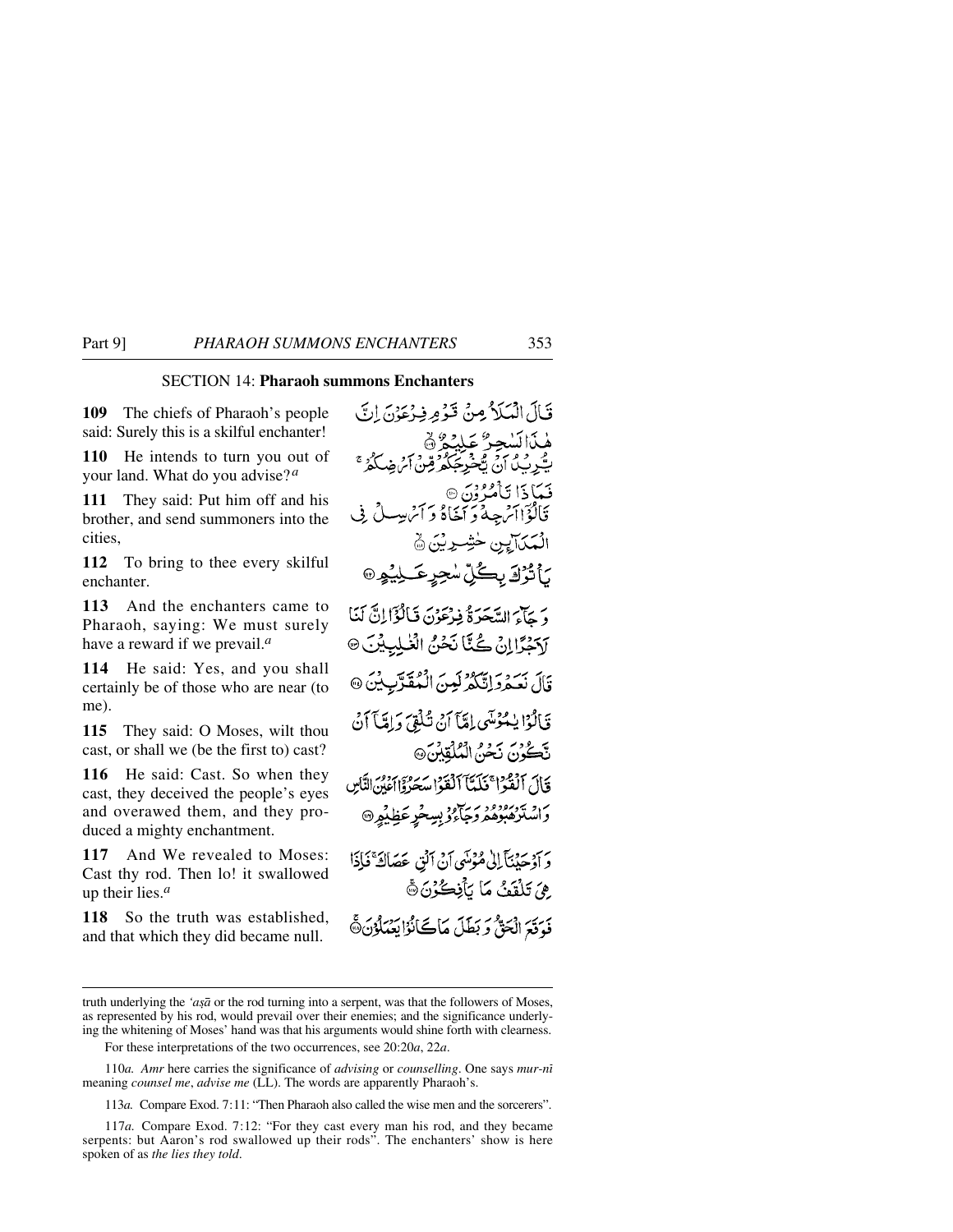## SECTION 14: **Pharaoh summons Enchanters**

**109** The chiefs of Pharaoh's people said: Surely this is a skilful enchanter!

**110** He intends to turn you out of your land. What do you advise?[a]

**111** They said: Put him off and his brother, and send summoners into the cities,

**112** To bring to thee every skilful enchanter.

**113** And the enchanters came to Pharaoh, saying: We must surely have a reward if we prevail.[a]

**114** He said: Yes, and you shall certainly be of those who are near (to me).

**115** They said: O Moses, wilt thou cast, or shall we (be the first to) cast?

**116** He said: Cast. So when they cast, they deceived the people's eyes and overawed them, and they produced a mighty enchantment.

**117** And We revealed to Moses: Cast thy rod. Then lo! it swallowed up their lies.[a]

**118** So the truth was established, and that which they did became null.

قَالَ الْمَلَاُ مِنْ قَوْمِ فِرْعَوْنَ اِنَّ هٰذَا لَسٰحِرٌ عَلِيْمٌ ۙ﴿۱۰۹﴾

يُّرِيْدُ اَنْ يُّخْرِجَكُمْ مِّنْ اَرْضِكُمْ ۚ فَمَاذَا تَاْمُرُوْنَ ﴿۱۱۰﴾

قَالُوْۤا اَرْجِهْ وَاَخَاهُ وَاَرْسِلْ فِى الْمَدَآئِنِ حٰشِرِيْنَ ۙ﴿۱۱۱﴾

يَاْتُوْكَ بِكُلِّ سٰحِرٍ عَلِيْمٍ ﴿۱۱۲﴾

وَجَآءَ السَّحَرَةُ فِرْعَوْنَ قَالُوْۤا اِنَّ لَنَا لَاَجْرًا اِنْ كُنَّا نَحْنُ الْغٰلِبِيْنَ ﴿۱۱۳﴾

قَالَ نَعَمْ وَاِنَّكُمْ لَمِنَ الْمُقَرَّبِيْنَ ﴿۱۱۴﴾

قَالُوْا يٰمُوْسٰۤى اِمَّاۤ اَنْ تُلْقِىَ وَاِمَّاۤ اَنْ نَّكُوْنَ نَحْنُ الْمُلْقِيْنَ ﴿۱۱۵﴾

قَالَ اَلْقُوْا ۚ فَلَمَّاۤ اَلْقَوْا سَحَرُوْۤا اَعْيُنَ النَّاسِ وَاسْتَرْهَبُوْهُمْ وَجَآءُوْ بِسِحْرٍ عَظِيْمٍ ﴿۱۱۶﴾

وَاَوْحَيْنَاۤ اِلٰى مُوْسٰۤى اَنْ اَلْقِ عَصَاكَ ۚ فَاِذَا هِىَ تَلْقَفُ مَا يَاْفِكُوْنَ ۚ﴿۱۱۷﴾

فَوَقَعَ الْحَقُّ وَبَطَلَ مَا كَانُوْا يَعْمَلُوْنَ ۚ﴿۱۱۸﴾

---

truth underlying the *'aṣā* or the rod turning into a serpent, was that the followers of Moses, as represented by his rod, would prevail over their enemies; and the significance underlying the whitening of Moses' hand was that his arguments would shine forth with clearness.

For these interpretations of the two occurrences, see 20:20*a*, 22*a*.

110*a.* *Amr* here carries the significance of *advising* or *counselling*. One says *mur-nī* meaning *counsel me*, *advise me* (LL). The words are apparently Pharaoh's.

113*a.* Compare Exod. 7:11: "Then Pharaoh also called the wise men and the sorcerers".

117*a.* Compare Exod. 7:12: "For they cast every man his rod, and they became serpents: but Aaron's rod swallowed up their rods". The enchanters' show is here spoken of as *the lies they told*.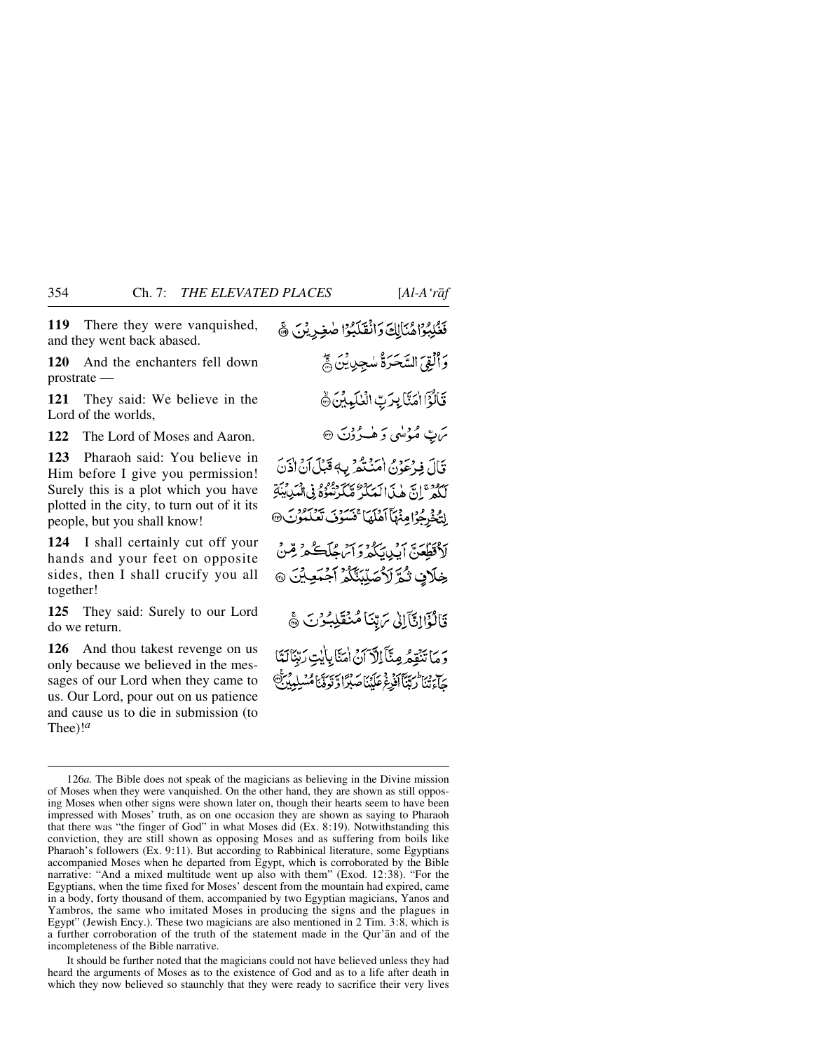**119** There they were vanquished, and they went back abased.

فَغُلِبُوْا هُنَالِكَ وَانْقَلَبُوْا صٰغِرِيْنَ ﴿١١٩﴾

**120** And the enchanters fell down prostrate —

وَاُلْقِيَ السَّحَرَةُ سٰجِدِيْنَ ﴿١٢٠﴾

**121** They said: We believe in the Lord of the worlds,

قَالُوْٓا اٰمَنَّا بِرَبِّ الْعٰلَمِيْنَ ﴿١٢١﴾

**122** The Lord of Moses and Aaron.

رَبِّ مُوْسٰى وَهٰرُوْنَ ﴿١٢٢﴾

**123** Pharaoh said: You believe in Him before I give you permission! Surely this is a plot which you have plotted in the city, to turn out of it its people, but you shall know!

قَالَ فِرْعَوْنُ اٰمَنْتُمْ بِهٖ قَبْلَ اَنْ اٰذَنَ لَكُمْ ۚ اِنَّ هٰذَا لَمَكْرٌ مَّكَرْتُمُوْهُ فِى الْمَدِيْنَةِ لِتُخْرِجُوْا مِنْهَآ اَهْلَهَا ۚ فَسَوْفَ تَعْلَمُوْنَ ﴿١٢٣﴾

**124** I shall certainly cut off your hands and your feet on opposite sides, then I shall crucify you all together!

لَاُقَطِّعَنَّ اَيْدِيَكُمْ وَاَرْجُلَكُمْ مِّنْ خِلَافٍ ثُمَّ لَاُصَلِّبَنَّكُمْ اَجْمَعِيْنَ ﴿١٢٤﴾

**125** They said: Surely to our Lord do we return.

قَالُوْٓا اِنَّآ اِلٰى رَبِّنَا مُنْقَلِبُوْنَ ﴿١٢٥﴾

**126** And thou takest revenge on us only because we believed in the messages of our Lord when they came to us. Our Lord, pour out on us patience and cause us to die in submission (to Thee)![a]

وَمَا تَنْقِمُ مِنَّآ اِلَّآ اَنْ اٰمَنَّا بِاٰيٰتِ رَبِّنَا لَمَّا جَآءَتْنَا ؕ رَبَّنَآ اَفْرِغْ عَلَيْنَا صَبْرًا وَّتَوَفَّنَا مُسْلِمِيْنَ ﴿١٢٦﴾

---

126*a.* The Bible does not speak of the magicians as believing in the Divine mission of Moses when they were vanquished. On the other hand, they are shown as still opposing Moses when other signs were shown later on, though their hearts seem to have been impressed with Moses' truth, as on one occasion they are shown as saying to Pharaoh that there was "the finger of God" in what Moses did (Ex. 8:19). Notwithstanding this conviction, they are still shown as opposing Moses and as suffering from boils like Pharaoh's followers (Ex. 9:11). But according to Rabbinical literature, some Egyptians accompanied Moses when he departed from Egypt, which is corroborated by the Bible narrative: "And a mixed multitude went up also with them" (Exod. 12:38). "For the Egyptians, when the time fixed for Moses' descent from the mountain had expired, came in a body, forty thousand of them, accompanied by two Egyptian magicians, Yanos and Yambros, the same who imitated Moses in producing the signs and the plagues in Egypt" (Jewish Ency.). These two magicians are also mentioned in 2 Tim. 3:8, which is a further corroboration of the truth of the statement made in the Qur'ān and of the incompleteness of the Bible narrative.

It should be further noted that the magicians could not have believed unless they had heard the arguments of Moses as to the existence of God and as to a life after death in which they now believed so staunchly that they were ready to sacrifice their very lives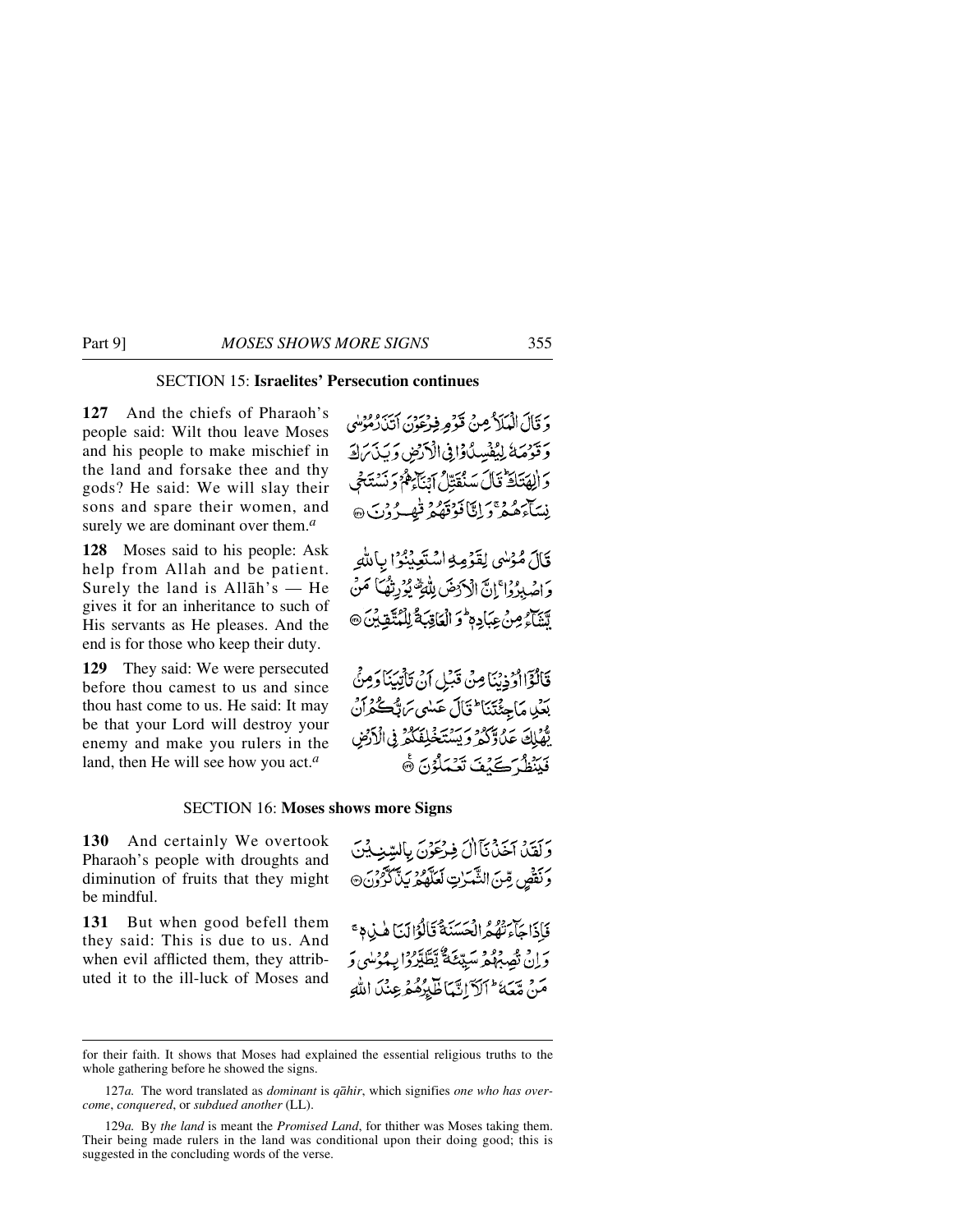## SECTION 15: Israelites' Persecution continues

**127** And the chiefs of Pharaoh's people said: Wilt thou leave Moses and his people to make mischief in the land and forsake thee and thy gods? He said: We will slay their sons and spare their women, and surely we are dominant over them.[a]

وَ قَالَ الْمَلَأُ مِنْ قَوْمِ فِرْعَوْنَ اَتَذَرُ مُوْسٰى وَ قَوْمَهٗ لِيُفْسِدُوْا فِي الْاَرْضِ وَ يَذَرَكَ وَ اٰلِهَتَكَ ؕ قَالَ سَنُقَتِّلُ اَبْنَآءَهُمْ وَ نَسْتَحْيٖ نِسَآءَهُمْ ۚ وَ اِنَّا فَوْقَهُمْ قٰهِرُوْنَ ﴿۱۲۷﴾

**128** Moses said to his people: Ask help from Allah and be patient. Surely the land is Allāh's — He gives it for an inheritance to such of His servants as He pleases. And the end is for those who keep their duty.

قَالَ مُوْسٰى لِقَوْمِهِ اسْتَعِيْنُوْا بِاللّٰهِ وَ اصْبِرُوْا ۚ اِنَّ الْاَرْضَ لِلّٰهِ ۙ۟ يُوْرِثُهَا مَنْ يَّشَآءُ مِنْ عِبَادِهٖ ؕ وَ الْعَاقِبَةُ لِلْمُتَّقِيْنَ ﴿۱۲۸﴾

**129** They said: We were persecuted before thou camest to us and since thou hast come to us. He said: It may be that your Lord will destroy your enemy and make you rulers in the land, then He will see how you act.[a]

قَالُوْۤا اُوْذِيْنَا مِنْ قَبْلِ اَنْ تَاْتِيَنَا وَ مِنْۢ بَعْدِ مَا جِئْتَنَا ؕ قَالَ عَسٰى رَبُّكُمْ اَنْ يُّهْلِكَ عَدُوَّكُمْ وَ يَسْتَخْلِفَكُمْ فِي الْاَرْضِ فَيَنْظُرَ كَيْفَ تَعْمَلُوْنَ ﴿۱۲۹﴾

## SECTION 16: Moses shows more Signs

**130** And certainly We overtook Pharaoh's people with droughts and diminution of fruits that they might be mindful.

وَ لَقَدْ اَخَذْنَاۤ اٰلَ فِرْعَوْنَ بِالسِّنِيْنَ وَ نَقْصٍ مِّنَ الثَّمَرٰتِ لَعَلَّهُمْ يَذَّكَّرُوْنَ ﴿۱۳۰﴾

**131** But when good befell them they said: This is due to us. And when evil afflicted them, they attributed it to the ill-luck of Moses and

فَاِذَا جَآءَتْهُمُ الْحَسَنَةُ قَالُوْا لَنَا هٰذِهٖ ۚ وَ اِنْ تُصِبْهُمْ سَيِّئَةٌ يَّطَّيَّرُوْا بِمُوْسٰى وَ مَنْ مَّعَهٗ ؕ اَلَاۤ اِنَّمَا طٰٓئِرُهُمْ عِنْدَ اللّٰهِ

---

for their faith. It shows that Moses had explained the essential religious truths to the whole gathering before he showed the signs.

127*a.* The word translated as *dominant* is *qāhir*, which signifies *one who has overcome*, *conquered*, or *subdued another* (LL).

129*a.* By *the land* is meant the *Promised Land*, for thither was Moses taking them. Their being made rulers in the land was conditional upon their doing good; this is suggested in the concluding words of the verse.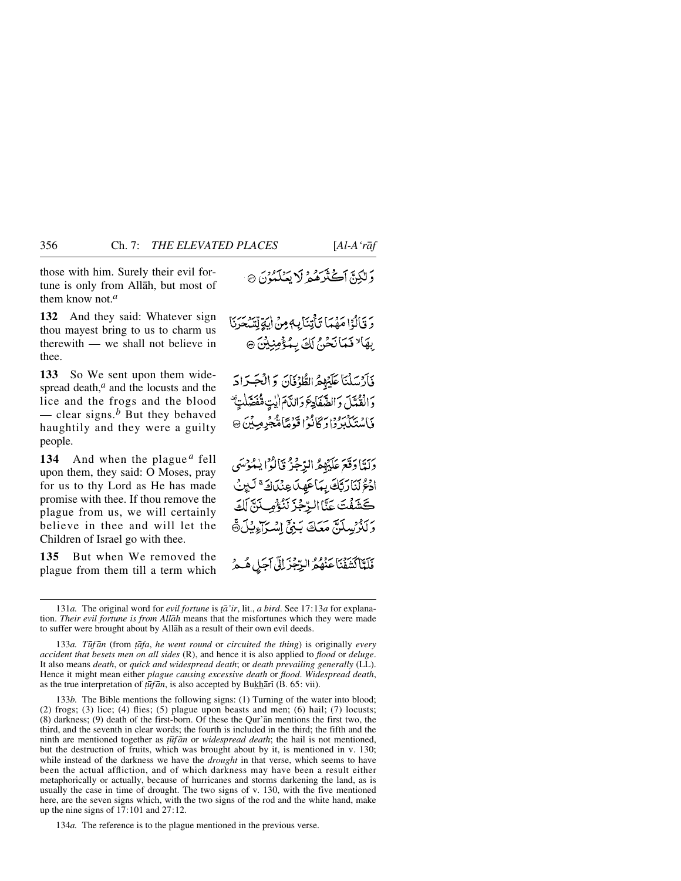those with him. Surely their evil fortune is only from Allāh, but most of them know not.[a]

وَلٰكِنَّ اَكْثَرَهُمْ لَا يَعْلَمُوْنَ ۝

**132** And they said: Whatever sign thou mayest bring to us to charm us therewith — we shall not believe in thee.

وَقَالُوْا مَهْمَا تَاْتِنَا بِهٖ مِنْ اٰيَةٍ لِّتَسْحَرَنَا بِهَا ۙ فَمَا نَحْنُ لَكَ بِمُؤْمِنِيْنَ ۝

**133** So We sent upon them widespread death,[a] and the locusts and the lice and the frogs and the blood — clear signs.[b] But they behaved haughtily and they were a guilty people.

فَاَرْسَلْنَا عَلَيْهِمُ الطُّوْفَانَ وَالْجَرَادَ وَالْقُمَّلَ وَالضَّفَادِعَ وَالدَّمَ اٰيٰتٍ مُّفَصَّلٰتٍ ۟ فَاسْتَكْبَرُوْا وَكَانُوْا قَوْمًا مُّجْرِمِيْنَ ۝

**134** And when the plague[a] fell upon them, they said: O Moses, pray for us to thy Lord as He has made promise with thee. If thou remove the plague from us, we will certainly believe in thee and will let the Children of Israel go with thee.

وَلَمَّا وَقَعَ عَلَيْهِمُ الرِّجْزُ قَالُوْا يٰمُوْسَى ادْعُ لَنَا رَبَّكَ بِمَا عَهِدَ عِنْدَكَ ۚ لَئِنْ كَشَفْتَ عَنَّا الرِّجْزَ لَنُؤْمِنَنَّ لَكَ وَلَنُرْسِلَنَّ مَعَكَ بَنِيْۤ اِسْرَآءِيْلَ ۝

**135** But when We removed the plague from them till a term which

فَلَمَّا كَشَفْنَا عَنْهُمُ الرِّجْزَ اِلٰۤى اَجَلٍ هُمْ

---

131*a.* The original word for *evil fortune* is *ṭā'ir*, lit., *a bird*. See 17:13*a* for explanation. *Their evil fortune is from Allāh* means that the misfortunes which they were made to suffer were brought about by Allāh as a result of their own evil deeds.

133*a.* *Ṭūfān* (from *ṭāfa*, *he went round* or *circuited the thing*) is originally *every accident that besets men on all sides* (R), and hence it is also applied to *flood* or *deluge*. It also means *death*, or *quick and widespread death*; or *death prevailing generally* (LL). Hence it might mean either *plague causing excessive death* or *flood*. *Widespread death*, as the true interpretation of *ṭūfān*, is also accepted by Bukhārī (B. 65: vii).

133*b.* The Bible mentions the following signs: (1) Turning of the water into blood; (2) frogs; (3) lice; (4) flies; (5) plague upon beasts and men; (6) hail; (7) locusts; (8) darkness; (9) death of the first-born. Of these the Qur'ān mentions the first two, the third, and the seventh in clear words; the fourth is included in the third; the fifth and the ninth are mentioned together as *ṭūfān* or *widespread death*; the hail is not mentioned, but the destruction of fruits, which was brought about by it, is mentioned in v. 130; while instead of the darkness we have the *drought* in that verse, which seems to have been the actual affliction, and of which darkness may have been a result either metaphorically or actually, because of hurricanes and storms darkening the land, as is usually the case in time of drought. The two signs of v. 130, with the five mentioned here, are the seven signs which, with the two signs of the rod and the white hand, make up the nine signs of 17:101 and 27:12.

134*a.* The reference is to the plague mentioned in the previous verse.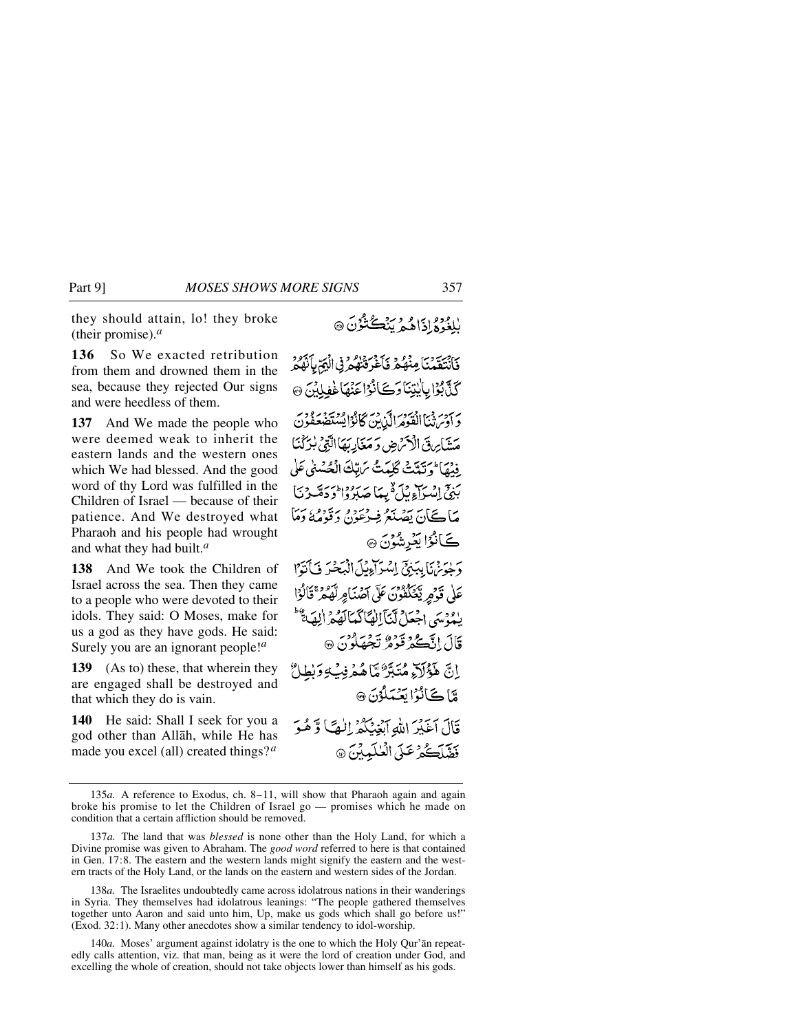they should attain, lo! they broke (their promise).[a]

بَلِغُوهُ إِذَا هُمْ يَنكُثُونَ ﴿١٣٥﴾

**136** So We exacted retribution from them and drowned them in the sea, because they rejected Our signs and were heedless of them.

فَانتَقَمْنَا مِنْهُمْ فَأَغْرَقْنَاهُمْ فِي الْيَمِّ بِأَنَّهُمْ كَذَّبُوا بِآيَاتِنَا وَكَانُوا عَنْهَا غَافِلِينَ ﴿١٣٦﴾

**137** And We made the people who were deemed weak to inherit the eastern lands and the western ones which We had blessed. And the good word of thy Lord was fulfilled in the Children of Israel — because of their patience. And We destroyed what Pharaoh and his people had wrought and what they had built.[a]

وَأَوْرَثْنَا الْقَوْمَ الَّذِينَ كَانُوا يُسْتَضْعَفُونَ مَشَارِقَ الْأَرْضِ وَمَغَارِبَهَا الَّتِي بَارَكْنَا فِيهَا ۖ وَتَمَّتْ كَلِمَتُ رَبِّكَ الْحُسْنَىٰ عَلَىٰ بَنِي إِسْرَائِيلَ بِمَا صَبَرُوا ۖ وَدَمَّرْنَا مَا كَانَ يَصْنَعُ فِرْعَوْنُ وَقَوْمُهُ وَمَا كَانُوا يَعْرِشُونَ ﴿١٣٧﴾

**138** And We took the Children of Israel across the sea. Then they came to a people who were devoted to their idols. They said: O Moses, make for us a god as they have gods. He said: Surely you are an ignorant people![a]

وَجَاوَزْنَا بِبَنِي إِسْرَائِيلَ الْبَحْرَ فَأَتَوْا عَلَىٰ قَوْمٍ يَعْكُفُونَ عَلَىٰ أَصْنَامٍ لَّهُمْ ۚ قَالُوا يَا مُوسَى اجْعَل لَّنَا إِلَٰهًا كَمَا لَهُمْ آلِهَةٌ ۚ قَالَ إِنَّكُمْ قَوْمٌ تَجْهَلُونَ ﴿١٣٨﴾

**139** (As to) these, that wherein they are engaged shall be destroyed and that which they do is vain.

إِنَّ هَٰؤُلَاءِ مُتَبَّرٌ مَّا هُمْ فِيهِ وَبَاطِلٌ مَّا كَانُوا يَعْمَلُونَ ﴿١٣٩﴾

**140** He said: Shall I seek for you a god other than Allāh, while He has made you excel (all) created things?[a]

قَالَ أَغَيْرَ اللَّهِ أَبْغِيكُمْ إِلَٰهًا وَهُوَ فَضَّلَكُمْ عَلَى الْعَالَمِينَ ﴿١٤٠﴾

---

135*a.* A reference to Exodus, ch. 8–11, will show that Pharaoh again and again broke his promise to let the Children of Israel go — promises which he made on condition that a certain affliction should be removed.

137*a.* The land that was *blessed* is none other than the Holy Land, for which a Divine promise was given to Abraham. The *good word* referred to here is that contained in Gen. 17:8. The eastern and the western lands might signify the eastern and the western tracts of the Holy Land, or the lands on the eastern and western sides of the Jordan.

138*a.* The Israelites undoubtedly came across idolatrous nations in their wanderings in Syria. They themselves had idolatrous leanings: "The people gathered themselves together unto Aaron and said unto him, Up, make us gods which shall go before us!" (Exod. 32:1). Many other anecdotes show a similar tendency to idol-worship.

140*a.* Moses' argument against idolatry is the one to which the Holy Qur'ān repeatedly calls attention, viz. that man, being as it were the lord of creation under God, and excelling the whole of creation, should not take objects lower than himself as his gods.